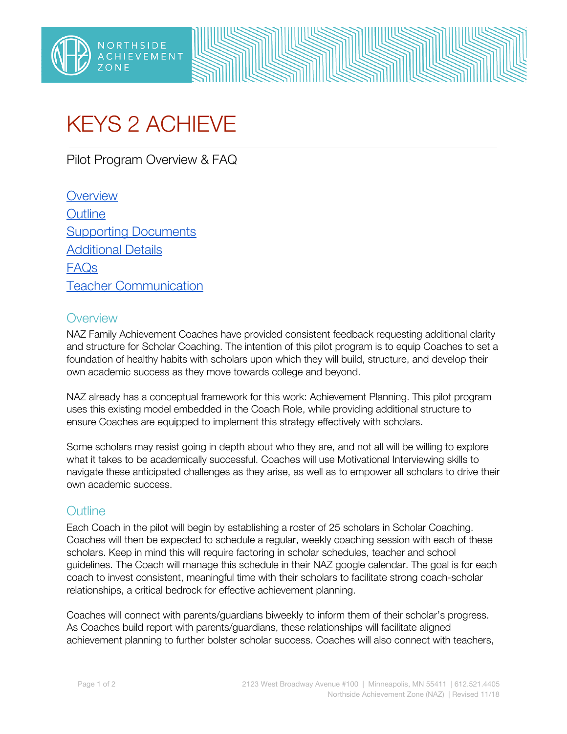NORTHSIDE ACHIEVEMENT ZONE

# KEYS 2 ACHIEVE

Pilot Program Overview & FAQ

[Overview](#overview)
[Outline](#outline)
[Supporting Documents](#supporting-documents)
[Additional Details](#additional-details)
[FAQs](#faqs)
[Teacher Communication](#teacher-communication)

## Overview

NAZ Family Achievement Coaches have provided consistent feedback requesting additional clarity and structure for Scholar Coaching. The intention of this pilot program is to equip Coaches to set a foundation of healthy habits with scholars upon which they will build, structure, and develop their own academic success as they move towards college and beyond.

NAZ already has a conceptual framework for this work: Achievement Planning. This pilot program uses this existing model embedded in the Coach Role, while providing additional structure to ensure Coaches are equipped to implement this strategy effectively with scholars.

Some scholars may resist going in depth about who they are, and not all will be willing to explore what it takes to be academically successful. Coaches will use Motivational Interviewing skills to navigate these anticipated challenges as they arise, as well as to empower all scholars to drive their own academic success.

## Outline

Each Coach in the pilot will begin by establishing a roster of 25 scholars in Scholar Coaching. Coaches will then be expected to schedule a regular, weekly coaching session with each of these scholars. Keep in mind this will require factoring in scholar schedules, teacher and school guidelines. The Coach will manage this schedule in their NAZ google calendar. The goal is for each coach to invest consistent, meaningful time with their scholars to facilitate strong coach-scholar relationships, a critical bedrock for effective achievement planning.

Coaches will connect with parents/guardians biweekly to inform them of their scholar's progress. As Coaches build report with parents/guardians, these relationships will facilitate aligned achievement planning to further bolster scholar success. Coaches will also connect with teachers,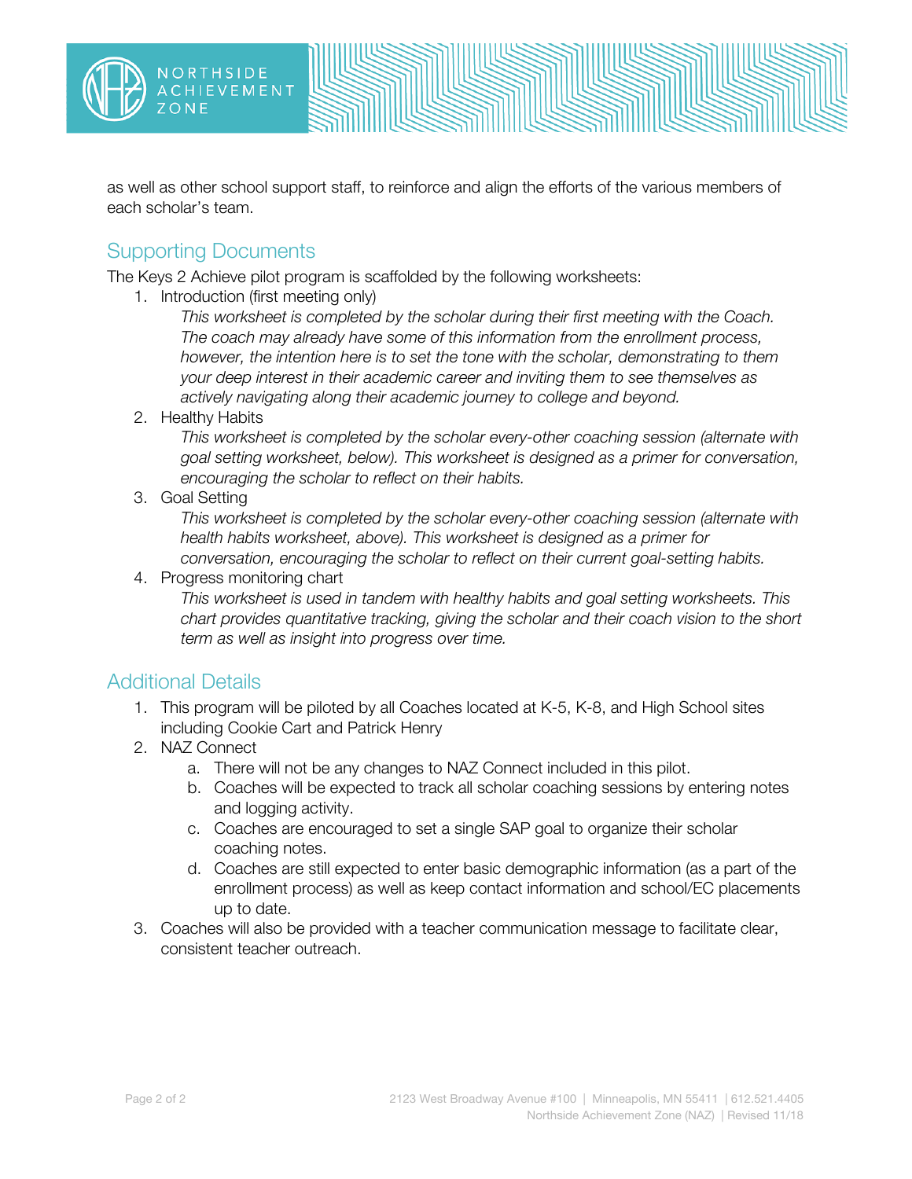as well as other school support staff, to reinforce and align the efforts of the various members of each scholar's team.

## Supporting Documents

The Keys 2 Achieve pilot program is scaffolded by the following worksheets:

1. Introduction (first meeting only)

   *This worksheet is completed by the scholar during their first meeting with the Coach. The coach may already have some of this information from the enrollment process, however, the intention here is to set the tone with the scholar, demonstrating to them your deep interest in their academic career and inviting them to see themselves as actively navigating along their academic journey to college and beyond.*

2. Healthy Habits

   *This worksheet is completed by the scholar every-other coaching session (alternate with goal setting worksheet, below). This worksheet is designed as a primer for conversation, encouraging the scholar to reflect on their habits.*

3. Goal Setting

   *This worksheet is completed by the scholar every-other coaching session (alternate with health habits worksheet, above). This worksheet is designed as a primer for conversation, encouraging the scholar to reflect on their current goal-setting habits.*

4. Progress monitoring chart

   *This worksheet is used in tandem with healthy habits and goal setting worksheets. This chart provides quantitative tracking, giving the scholar and their coach vision to the short term as well as insight into progress over time.*

## Additional Details

1. This program will be piloted by all Coaches located at K-5, K-8, and High School sites including Cookie Cart and Patrick Henry
2. NAZ Connect
   a. There will not be any changes to NAZ Connect included in this pilot.
   b. Coaches will be expected to track all scholar coaching sessions by entering notes and logging activity.
   c. Coaches are encouraged to set a single SAP goal to organize their scholar coaching notes.
   d. Coaches are still expected to enter basic demographic information (as a part of the enrollment process) as well as keep contact information and school/EC placements up to date.
3. Coaches will also be provided with a teacher communication message to facilitate clear, consistent teacher outreach.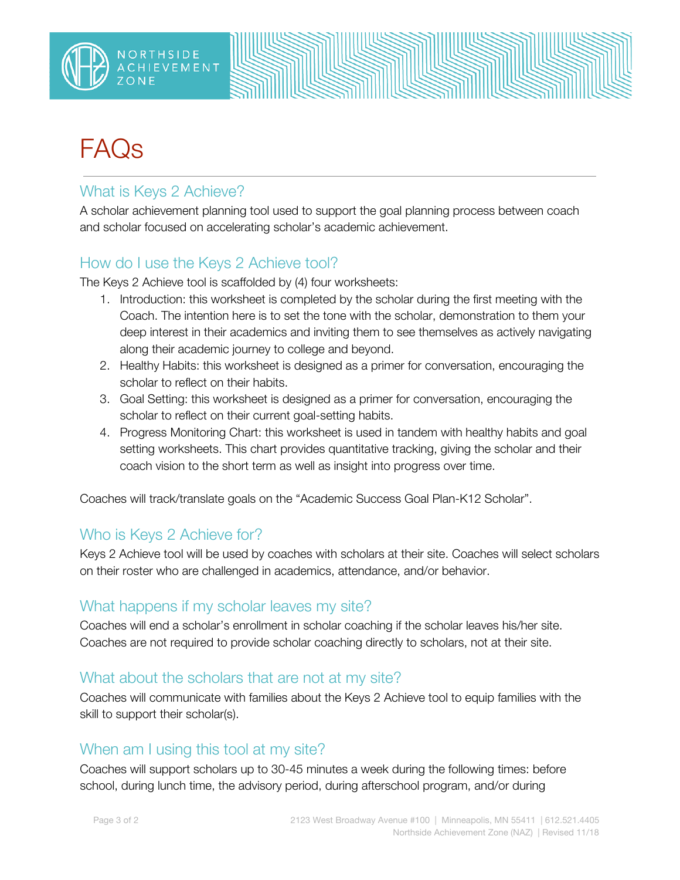# FAQs

## What is Keys 2 Achieve?

A scholar achievement planning tool used to support the goal planning process between coach and scholar focused on accelerating scholar's academic achievement.

## How do I use the Keys 2 Achieve tool?

The Keys 2 Achieve tool is scaffolded by (4) four worksheets:

1. Introduction: this worksheet is completed by the scholar during the first meeting with the Coach. The intention here is to set the tone with the scholar, demonstration to them your deep interest in their academics and inviting them to see themselves as actively navigating along their academic journey to college and beyond.
2. Healthy Habits: this worksheet is designed as a primer for conversation, encouraging the scholar to reflect on their habits.
3. Goal Setting: this worksheet is designed as a primer for conversation, encouraging the scholar to reflect on their current goal-setting habits.
4. Progress Monitoring Chart: this worksheet is used in tandem with healthy habits and goal setting worksheets. This chart provides quantitative tracking, giving the scholar and their coach vision to the short term as well as insight into progress over time.

Coaches will track/translate goals on the "Academic Success Goal Plan-K12 Scholar".

## Who is Keys 2 Achieve for?

Keys 2 Achieve tool will be used by coaches with scholars at their site. Coaches will select scholars on their roster who are challenged in academics, attendance, and/or behavior.

## What happens if my scholar leaves my site?

Coaches will end a scholar's enrollment in scholar coaching if the scholar leaves his/her site. Coaches are not required to provide scholar coaching directly to scholars, not at their site.

## What about the scholars that are not at my site?

Coaches will communicate with families about the Keys 2 Achieve tool to equip families with the skill to support their scholar(s).

## When am I using this tool at my site?

Coaches will support scholars up to 30-45 minutes a week during the following times: before school, during lunch time, the advisory period, during afterschool program, and/or during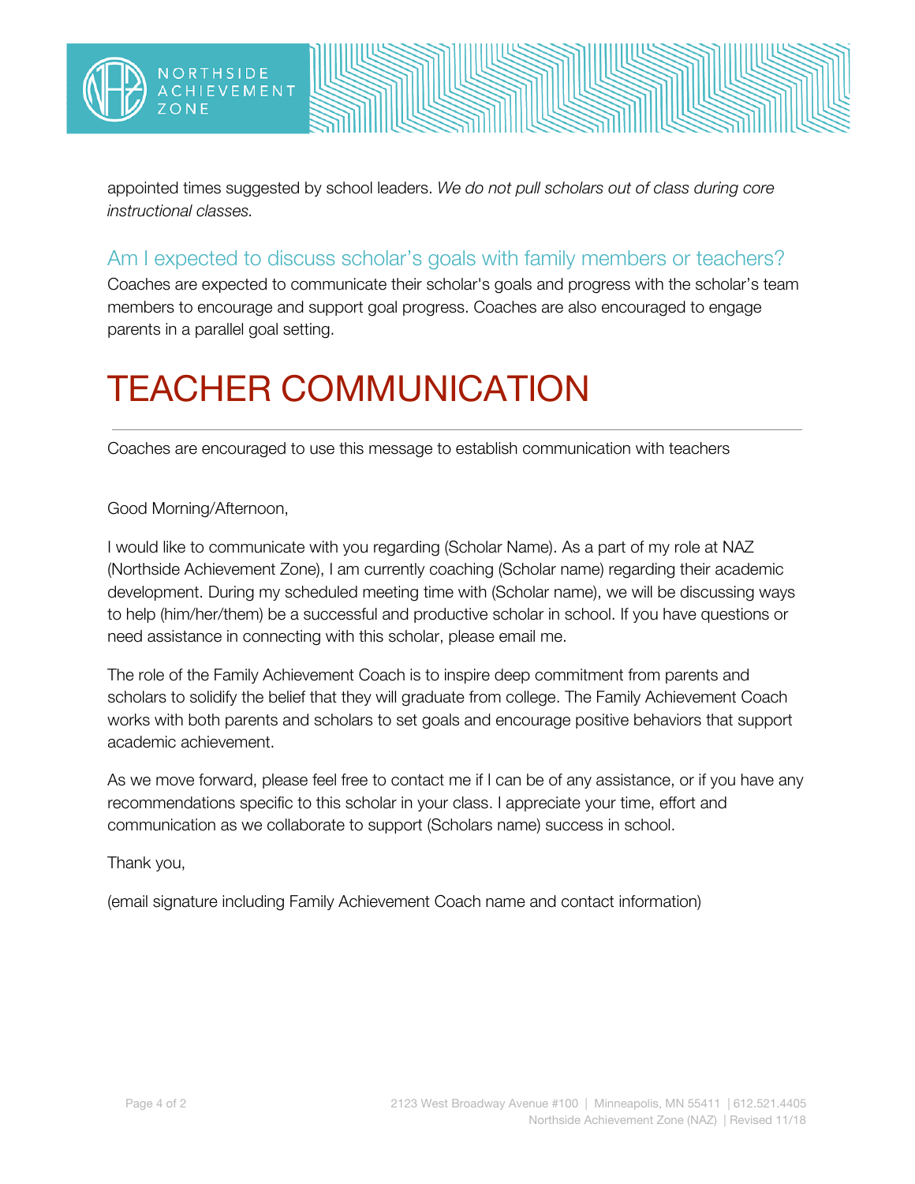appointed times suggested by school leaders. *We do not pull scholars out of class during core instructional classes.*

### Am I expected to discuss scholar's goals with family members or teachers?

Coaches are expected to communicate their scholar's goals and progress with the scholar's team members to encourage and support goal progress. Coaches are also encouraged to engage parents in a parallel goal setting.

# TEACHER COMMUNICATION

---

Coaches are encouraged to use this message to establish communication with teachers

Good Morning/Afternoon,

I would like to communicate with you regarding (Scholar Name). As a part of my role at NAZ (Northside Achievement Zone), I am currently coaching (Scholar name) regarding their academic development. During my scheduled meeting time with (Scholar name), we will be discussing ways to help (him/her/them) be a successful and productive scholar in school. If you have questions or need assistance in connecting with this scholar, please email me.

The role of the Family Achievement Coach is to inspire deep commitment from parents and scholars to solidify the belief that they will graduate from college. The Family Achievement Coach works with both parents and scholars to set goals and encourage positive behaviors that support academic achievement.

As we move forward, please feel free to contact me if I can be of any assistance, or if you have any recommendations specific to this scholar in your class. I appreciate your time, effort and communication as we collaborate to support (Scholars name) success in school.

Thank you,

(email signature including Family Achievement Coach name and contact information)